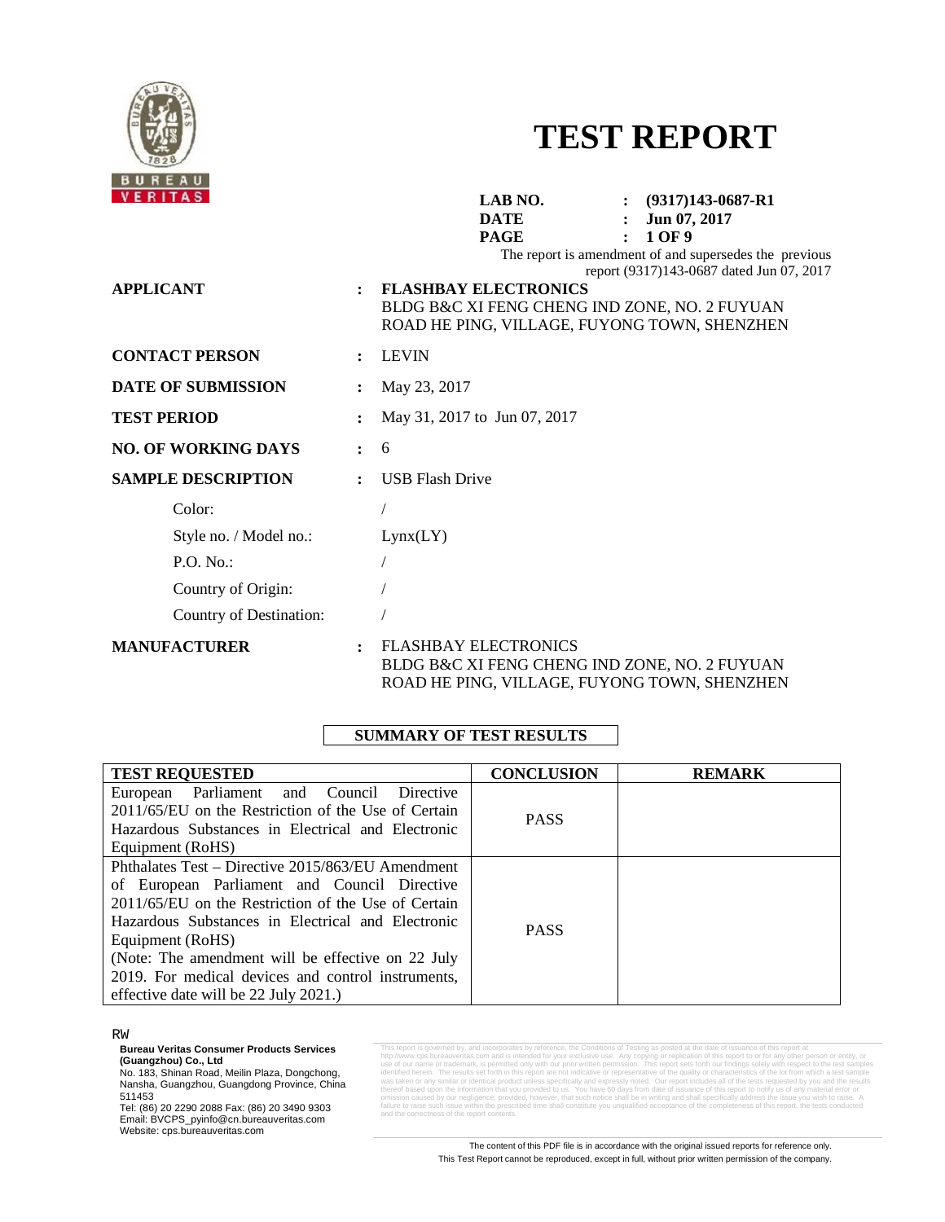# TEST REPORT

**LAB NO.** : **(9317)143-0687-R1**
**DATE** : **Jun 07, 2017**

The report is amendment of and supersedes the previous report (9317)143-0687 dated Jun 07, 2017

**APPLICANT** : **FLASHBAY ELECTRONICS**
BLDG B&C XI FENG CHENG IND ZONE, NO. 2 FUYUAN ROAD HE PING, VILLAGE, FUYONG TOWN, SHENZHEN

**CONTACT PERSON** : LEVIN

**DATE OF SUBMISSION** : May 23, 2017

**TEST PERIOD** : May 31, 2017 to Jun 07, 2017

**NO. OF WORKING DAYS** : 6

**SAMPLE DESCRIPTION** : USB Flash Drive

Color: /

Style no. / Model no.: Lynx(LY)

P.O. No.: /

Country of Origin: /

Country of Destination: /

**MANUFACTURER** : FLASHBAY ELECTRONICS
BLDG B&C XI FENG CHENG IND ZONE, NO. 2 FUYUAN ROAD HE PING, VILLAGE, FUYONG TOWN, SHENZHEN

## SUMMARY OF TEST RESULTS

| TEST REQUESTED | CONCLUSION | REMARK |
|---|---|---|
| European Parliament and Council Directive 2011/65/EU on the Restriction of the Use of Certain Hazardous Substances in Electrical and Electronic Equipment (RoHS) | PASS | |
| Phthalates Test – Directive 2015/863/EU Amendment of European Parliament and Council Directive 2011/65/EU on the Restriction of the Use of Certain Hazardous Substances in Electrical and Electronic Equipment (RoHS) (Note: The amendment will be effective on 22 July 2019. For medical devices and control instruments, effective date will be 22 July 2021.) | PASS | |

RW

**Bureau Veritas Consumer Products Services (Guangzhou) Co., Ltd**
No. 183, Shinan Road, Meilin Plaza, Dongchong, Nansha, Guangzhou, Guangdong Province, China 511453
Tel: (86) 20 2290 2088 Fax: (86) 20 3490 9303
Email: BVCPS_pyinfo@cn.bureauveritas.com
Website: cps.bureauveritas.com

The content of this PDF file is in accordance with the original issued reports for reference only.
This Test Report cannot be reproduced, except in full, without prior written permission of the company.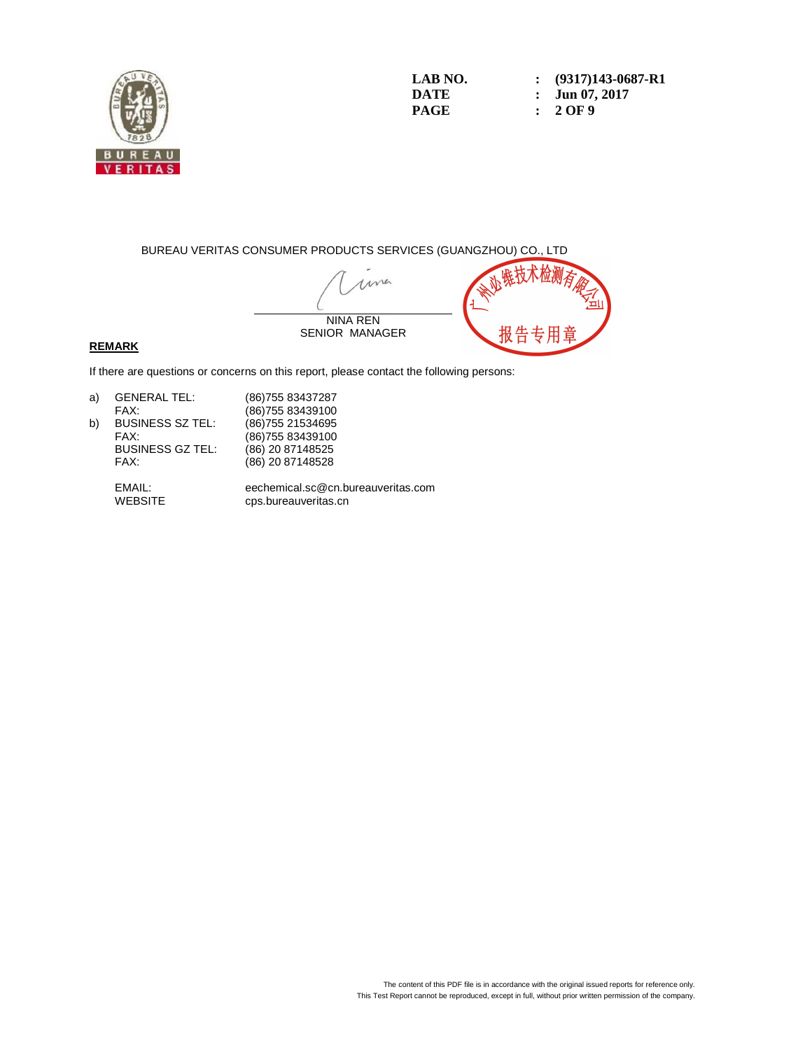| LAB NO. | : | (9317)143-0687-R1 |
|---|---|---|
| DATE | : | Jun 07, 2017 |

BUREAU VERITAS CONSUMER PRODUCTS SERVICES (GUANGZHOU) CO., LTD

NINA REN
SENIOR MANAGER

广州必维技术检测有限公司
报告专用章

**REMARK**

If there are questions or concerns on this report, please contact the following persons:

| | | |
|---|---|---|
| a) | GENERAL TEL: | (86)755 83437287 |
| | FAX: | (86)755 83439100 |
| b) | BUSINESS SZ TEL: | (86)755 21534695 |
| | FAX: | (86)755 83439100 |
| | BUSINESS GZ TEL: | (86) 20 87148525 |
| | FAX: | (86) 20 87148528 |
| | EMAIL: | eechemical.sc@cn.bureauveritas.com |
| | WEBSITE | cps.bureauveritas.cn |

The content of this PDF file is in accordance with the original issued reports for reference only.
This Test Report cannot be reproduced, except in full, without prior written permission of the company.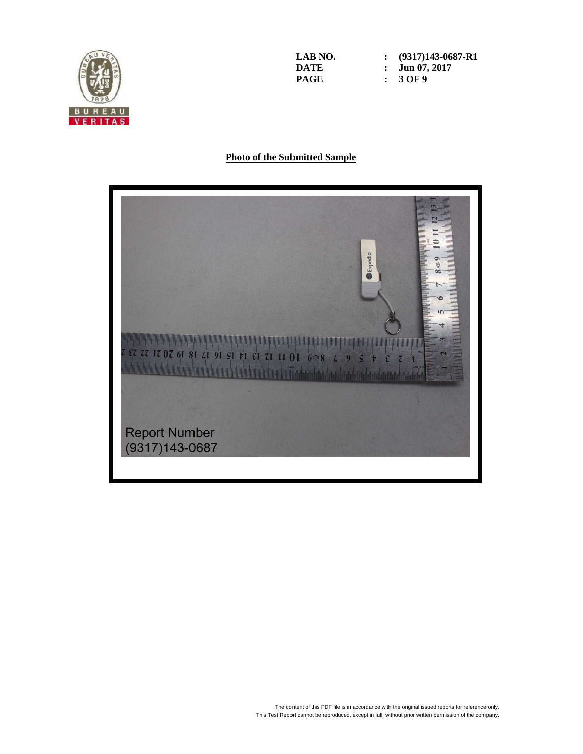LAB NO. : (9317)143-0687-R1
DATE : Jun 07, 2017

## Photo of the Submitted Sample

The content of this PDF file is in accordance with the original issued reports for reference only.
This Test Report cannot be reproduced, except in full, without prior written permission of the company.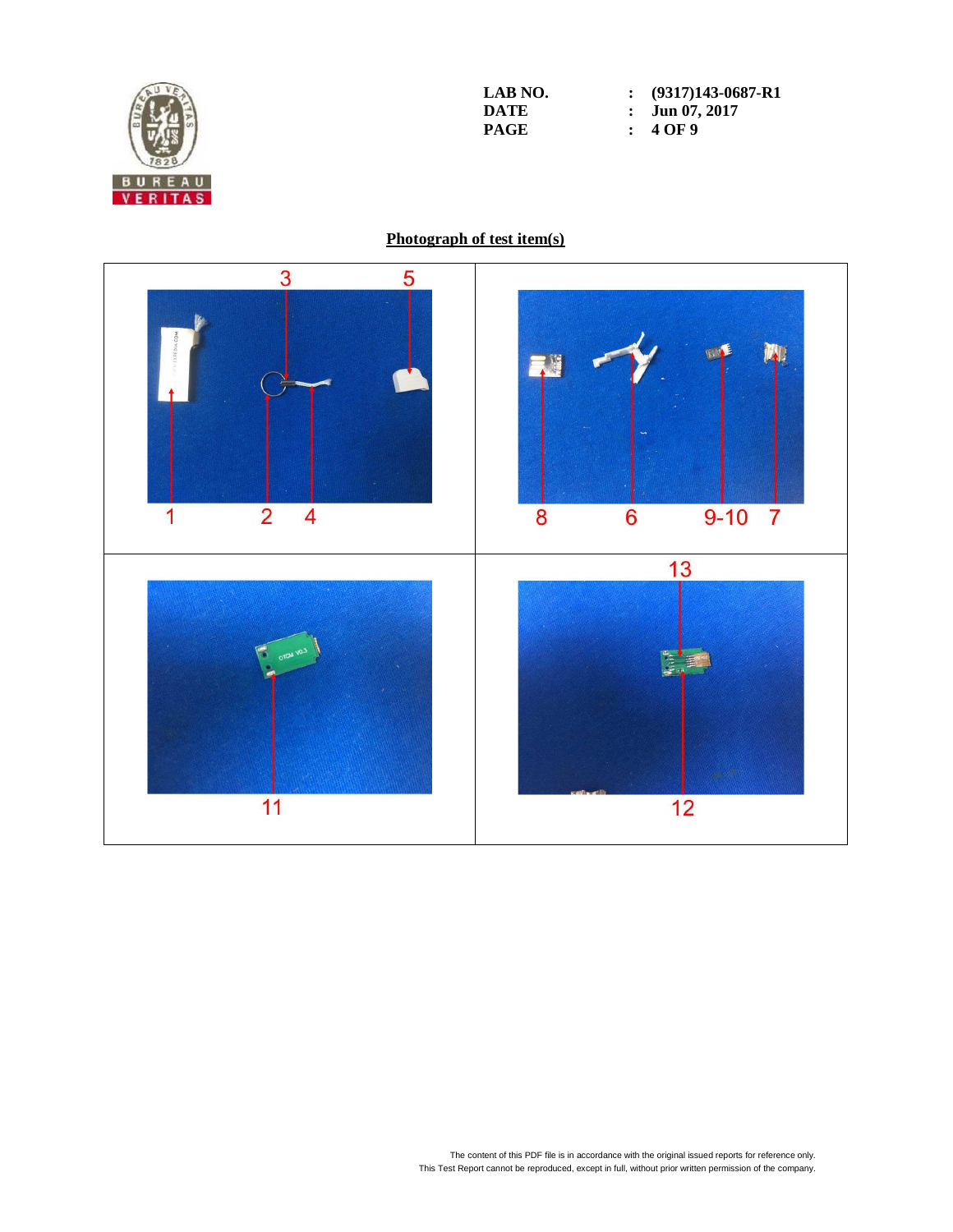LAB NO. : (9317)143-0687-R1
DATE : Jun 07, 2017

## Photograph of test item(s)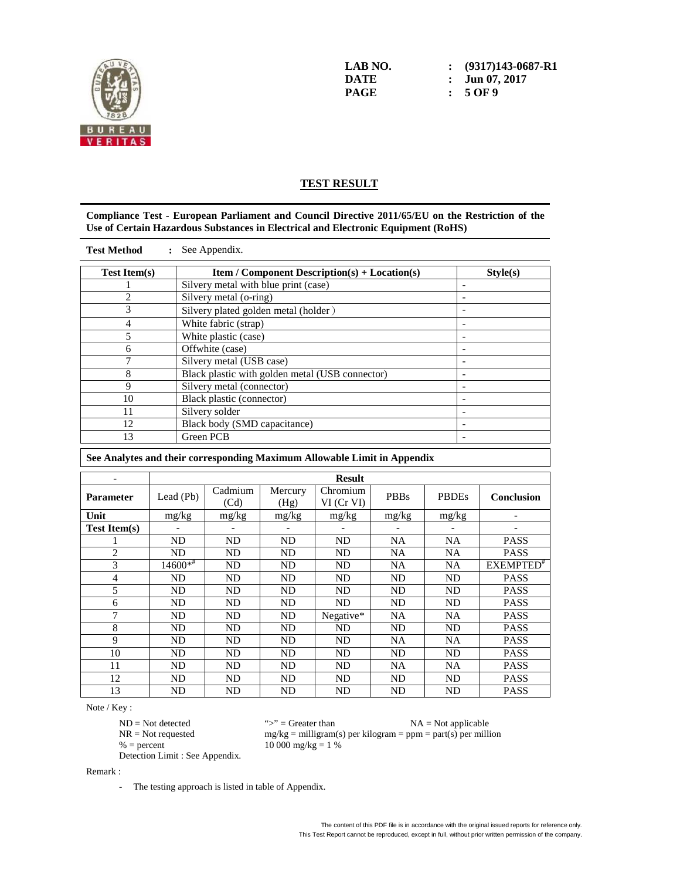LAB NO. : (9317)143-0687-R1
DATE : Jun 07, 2017

## TEST RESULT

**Compliance Test - European Parliament and Council Directive 2011/65/EU on the Restriction of the Use of Certain Hazardous Substances in Electrical and Electronic Equipment (RoHS)**

**Test Method** : See Appendix.

| Test Item(s) | Item / Component Description(s) + Location(s) | Style(s) |
|---|---|---|
| 1 | Silvery metal with blue print (case) | - |
| 2 | Silvery metal (o-ring) | - |
| 3 | Silvery plated golden metal (holder ) | - |
| 4 | White fabric (strap) | - |
| 5 | White plastic (case) | - |
| 6 | Offwhite (case) | - |
| 7 | Silvery metal (USB case) | - |
| 8 | Black plastic with golden metal (USB connector) | - |
| 9 | Silvery metal (connector) | - |
| 10 | Black plastic (connector) | - |
| 11 | Silvery solder | - |
| 12 | Black body (SMD capacitance) | - |
| 13 | Green PCB | - |

**See Analytes and their corresponding Maximum Allowable Limit in Appendix**

| - | Result | | | | | | |
|---|---|---|---|---|---|---|---|
| **Parameter** | Lead (Pb) | Cadmium (Cd) | Mercury (Hg) | Chromium VI (Cr VI) | PBBs | PBDEs | **Conclusion** |
| **Unit** | mg/kg | mg/kg | mg/kg | mg/kg | mg/kg | mg/kg | - |
| **Test Item(s)** | - | - | - | - | - | - | - |
| 1 | ND | ND | ND | ND | NA | NA | PASS |
| 2 | ND | ND | ND | ND | NA | NA | PASS |
| 3 | 14600*# | ND | ND | ND | NA | NA | EXEMPTED# |
| 4 | ND | ND | ND | ND | ND | ND | PASS |
| 5 | ND | ND | ND | ND | ND | ND | PASS |
| 6 | ND | ND | ND | ND | ND | ND | PASS |
| 7 | ND | ND | ND | Negative* | NA | NA | PASS |
| 8 | ND | ND | ND | ND | ND | ND | PASS |
| 9 | ND | ND | ND | ND | NA | NA | PASS |
| 10 | ND | ND | ND | ND | ND | ND | PASS |
| 11 | ND | ND | ND | ND | NA | NA | PASS |
| 12 | ND | ND | ND | ND | ND | ND | PASS |
| 13 | ND | ND | ND | ND | ND | ND | PASS |

Note / Key :

ND = Not detected
NR = Not requested
% = percent
Detection Limit : See Appendix.

">" = Greater than
mg/kg = milligram(s) per kilogram = ppm = part(s) per million
10 000 mg/kg = 1 %

NA = Not applicable

Remark :

- The testing approach is listed in table of Appendix.

The content of this PDF file is in accordance with the original issued reports for reference only.
This Test Report cannot be reproduced, except in full, without prior written permission of the company.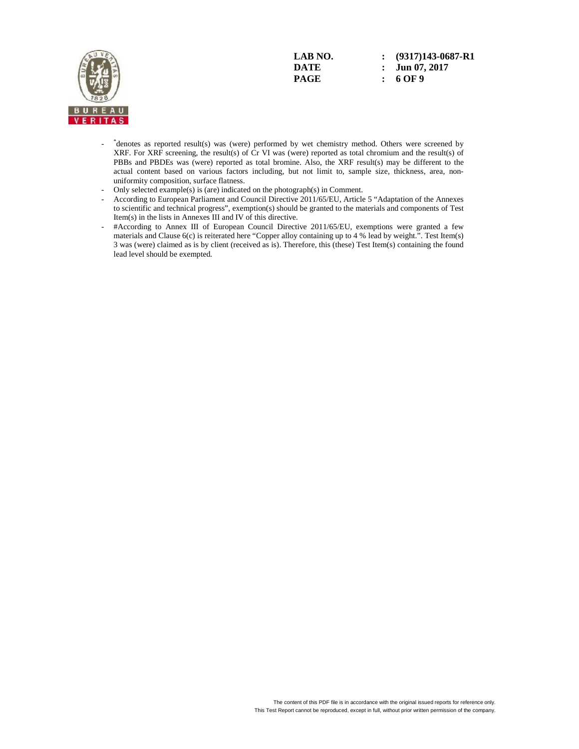- *denotes as reported result(s) was (were) performed by wet chemistry method. Others were screened by XRF. For XRF screening, the result(s) of Cr VI was (were) reported as total chromium and the result(s) of PBBs and PBDEs was (were) reported as total bromine. Also, the XRF result(s) may be different to the actual content based on various factors including, but not limit to, sample size, thickness, area, non-uniformity composition, surface flatness.
- Only selected example(s) is (are) indicated on the photograph(s) in Comment.
- According to European Parliament and Council Directive 2011/65/EU, Article 5 "Adaptation of the Annexes to scientific and technical progress", exemption(s) should be granted to the materials and components of Test Item(s) in the lists in Annexes III and IV of this directive.
- #According to Annex III of European Council Directive 2011/65/EU, exemptions were granted a few materials and Clause 6(c) is reiterated here "Copper alloy containing up to 4 % lead by weight.". Test Item(s) 3 was (were) claimed as is by client (received as is). Therefore, this (these) Test Item(s) containing the found lead level should be exempted.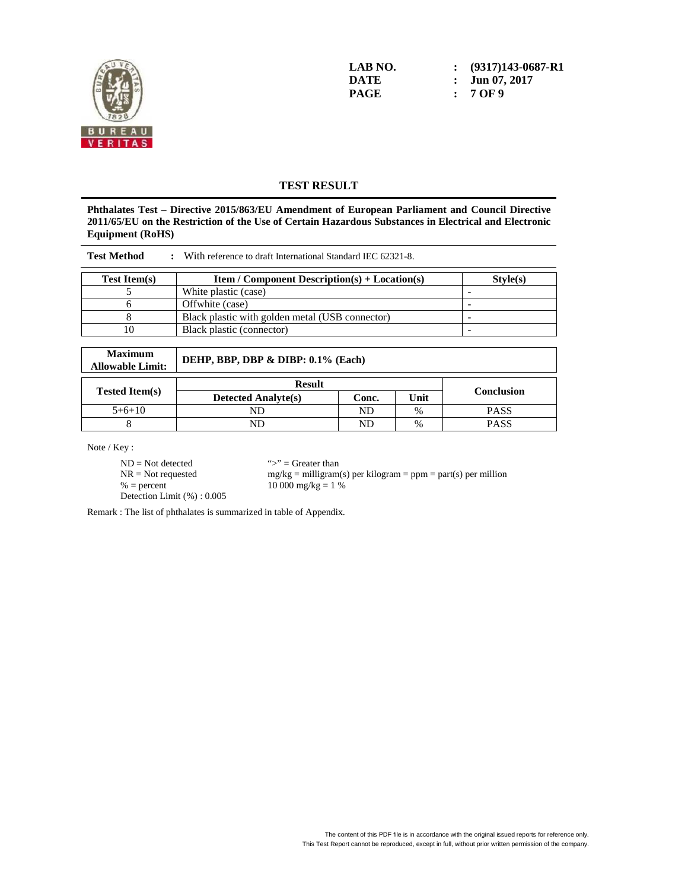LAB NO. : (9317)143-0687-R1
DATE : Jun 07, 2017

## TEST RESULT

**Phthalates Test – Directive 2015/863/EU Amendment of European Parliament and Council Directive 2011/65/EU on the Restriction of the Use of Certain Hazardous Substances in Electrical and Electronic Equipment (RoHS)**

**Test Method** : With reference to draft International Standard IEC 62321-8.

| Test Item(s) | Item / Component Description(s) + Location(s) | Style(s) |
|---|---|---|
| 5 | White plastic (case) | - |
| 6 | Offwhite (case) | - |
| 8 | Black plastic with golden metal (USB connector) | - |
| 10 | Black plastic (connector) | - |

| Maximum Allowable Limit: | DEHP, BBP, DBP & DIBP: 0.1% (Each) |
|---|---|

| Tested Item(s) | Result | | | Conclusion |
|---|---|---|---|---|
| | Detected Analyte(s) | Conc. | Unit | |
| 5+6+10 | ND | ND | % | PASS |
| 8 | ND | ND | % | PASS |

Note / Key :

ND = Not detected
NR = Not requested
% = percent
Detection Limit (%) : 0.005

">" = Greater than
mg/kg = milligram(s) per kilogram = ppm = part(s) per million
10 000 mg/kg = 1 %

Remark : The list of phthalates is summarized in table of Appendix.

The content of this PDF file is in accordance with the original issued reports for reference only.
This Test Report cannot be reproduced, except in full, without prior written permission of the company.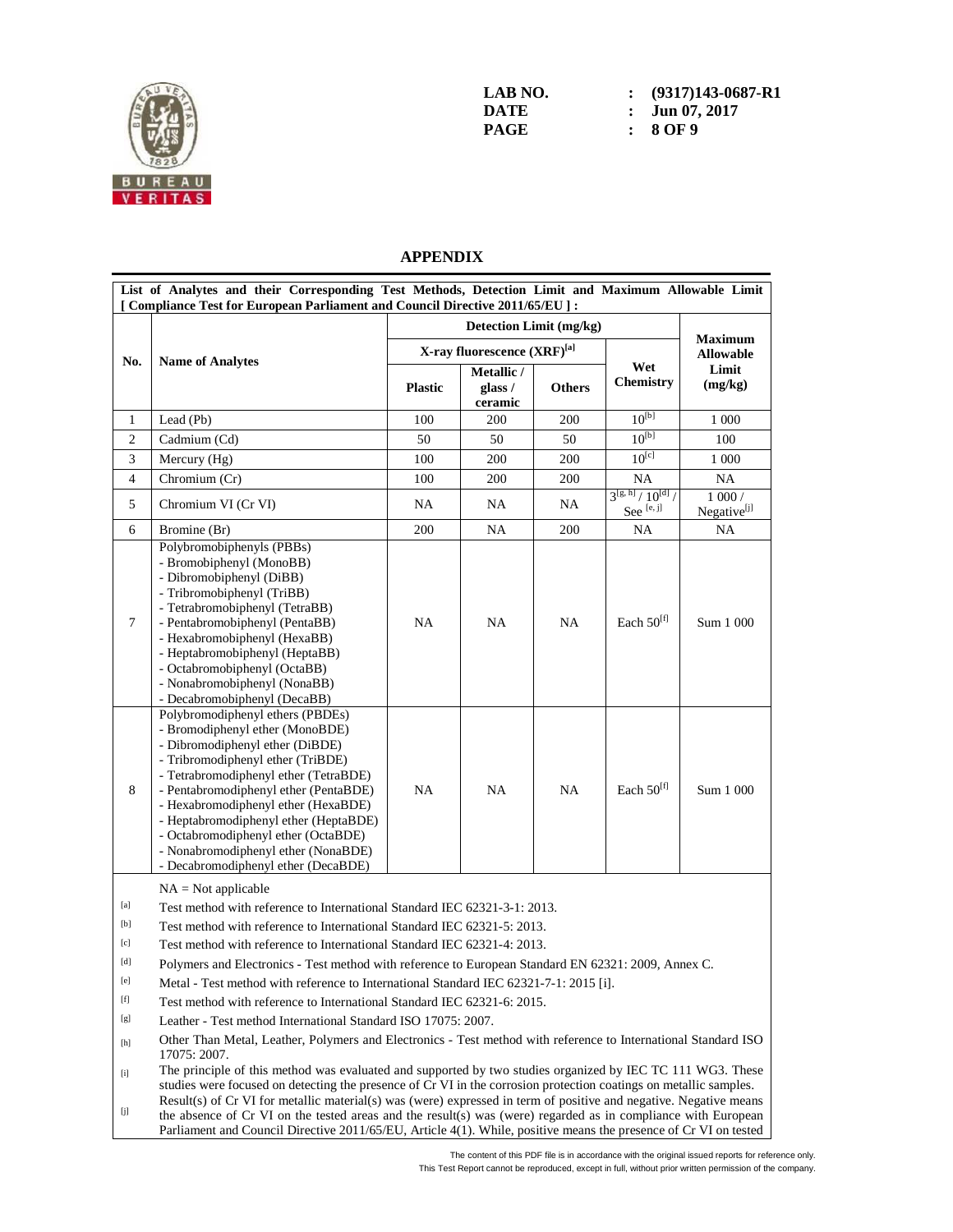LAB NO. : (9317)143-0687-R1
DATE : Jun 07, 2017

## APPENDIX

List of Analytes and their Corresponding Test Methods, Detection Limit and Maximum Allowable Limit [ Compliance Test for European Parliament and Council Directive 2011/65/EU ] :

| No. | Name of Analytes | Detection Limit (mg/kg) | | | | Maximum Allowable Limit (mg/kg) |
|---|---|---|---|---|---|---|
| | | X-ray fluorescence (XRF)[a] | | | Wet Chemistry | |
| | | Plastic | Metallic / glass / ceramic | Others | | |
| 1 | Lead (Pb) | 100 | 200 | 200 | 10[b] | 1 000 |
| 2 | Cadmium (Cd) | 50 | 50 | 50 | 10[b] | 100 |
| 3 | Mercury (Hg) | 100 | 200 | 200 | 10[c] | 1 000 |
| 4 | Chromium (Cr) | 100 | 200 | 200 | NA | NA |
| 5 | Chromium VI (Cr VI) | NA | NA | NA | 3[g, h] / 10[d] / See [e, j] | 1 000 / Negative[j] |
| 6 | Bromine (Br) | 200 | NA | 200 | NA | NA |
| 7 | Polybromobiphenyls (PBBs)<br>- Bromobiphenyl (MonoBB)<br>- Dibromobiphenyl (DiBB)<br>- Tribromobiphenyl (TriBB)<br>- Tetrabromobiphenyl (TetraBB)<br>- Pentabromobiphenyl (PentaBB)<br>- Hexabromobiphenyl (HexaBB)<br>- Heptabromobiphenyl (HeptaBB)<br>- Octabromobiphenyl (OctaBB)<br>- Nonabromobiphenyl (NonaBB)<br>- Decabromobiphenyl (DecaBB) | NA | NA | NA | Each 50[f] | Sum 1 000 |
| 8 | Polybromodiphenyl ethers (PBDEs)<br>- Bromodiphenyl ether (MonoBDE)<br>- Dibromodiphenyl ether (DiBDE)<br>- Tribromodiphenyl ether (TriBDE)<br>- Tetrabromodiphenyl ether (TetraBDE)<br>- Pentabromodiphenyl ether (PentaBDE)<br>- Hexabromodiphenyl ether (HexaBDE)<br>- Heptabromodiphenyl ether (HeptaBDE)<br>- Octabromodiphenyl ether (OctaBDE)<br>- Nonabromodiphenyl ether (NonaBDE)<br>- Decabromodiphenyl ether (DecaBDE) | NA | NA | NA | Each 50[f] | Sum 1 000 |

NA = Not applicable

[a] Test method with reference to International Standard IEC 62321-3-1: 2013.

[b] Test method with reference to International Standard IEC 62321-5: 2013.

[c] Test method with reference to International Standard IEC 62321-4: 2013.

[d] Polymers and Electronics - Test method with reference to European Standard EN 62321: 2009, Annex C.

[e] Metal - Test method with reference to International Standard IEC 62321-7-1: 2015 [i].

[f] Test method with reference to International Standard IEC 62321-6: 2015.

[g] Leather - Test method International Standard ISO 17075: 2007.

[h] Other Than Metal, Leather, Polymers and Electronics - Test method with reference to International Standard ISO 17075: 2007.

[i] The principle of this method was evaluated and supported by two studies organized by IEC TC 111 WG3. These studies were focused on detecting the presence of Cr VI in the corrosion protection coatings on metallic samples.

[j] Result(s) of Cr VI for metallic material(s) was (were) expressed in term of positive and negative. Negative means the absence of Cr VI on the tested areas and the result(s) was (were) regarded as in compliance with European Parliament and Council Directive 2011/65/EU, Article 4(1). While, positive means the presence of Cr VI on tested

The content of this PDF file is in accordance with the original issued reports for reference only.
This Test Report cannot be reproduced, except in full, without prior written permission of the company.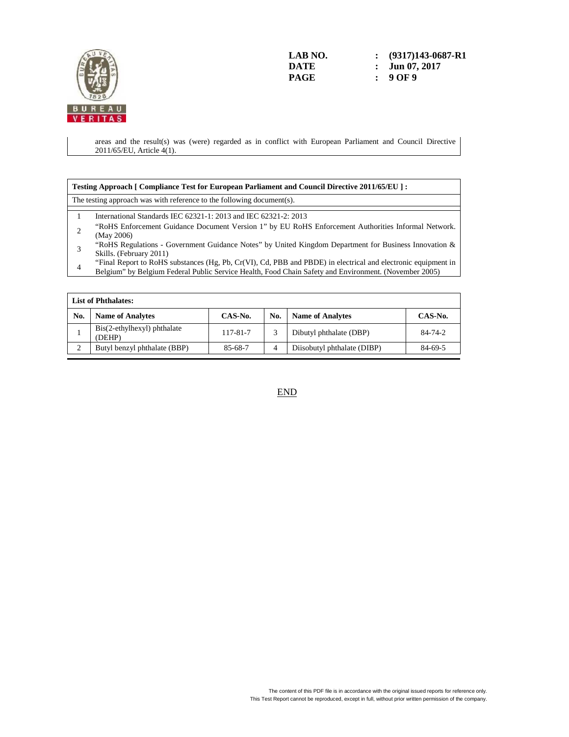areas and the result(s) was (were) regarded as in conflict with European Parliament and Council Directive 2011/65/EU, Article 4(1).

| **Testing Approach [ Compliance Test for European Parliament and Council Directive 2011/65/EU ] :** | |
|---|---|
| The testing approach was with reference to the following document(s). | |
| 1 | International Standards IEC 62321-1: 2013 and IEC 62321-2: 2013 |
| 2 | "RoHS Enforcement Guidance Document Version 1" by EU RoHS Enforcement Authorities Informal Network. (May 2006) |
| 3 | "RoHS Regulations - Government Guidance Notes" by United Kingdom Department for Business Innovation & Skills. (February 2011) |
| 4 | "Final Report to RoHS substances (Hg, Pb, Cr(VI), Cd, PBB and PBDE) in electrical and electronic equipment in Belgium" by Belgium Federal Public Service Health, Food Chain Safety and Environment. (November 2005) |

**List of Phthalates:**

| No. | Name of Analytes | CAS-No. | No. | Name of Analytes | CAS-No. |
|---|---|---|---|---|---|
| 1 | Bis(2-ethylhexyl) phthalate (DEHP) | 117-81-7 | 3 | Dibutyl phthalate (DBP) | 84-74-2 |
| 2 | Butyl benzyl phthalate (BBP) | 85-68-7 | 4 | Diisobutyl phthalate (DIBP) | 84-69-5 |

END

The content of this PDF file is in accordance with the original issued reports for reference only.
This Test Report cannot be reproduced, except in full, without prior written permission of the company.